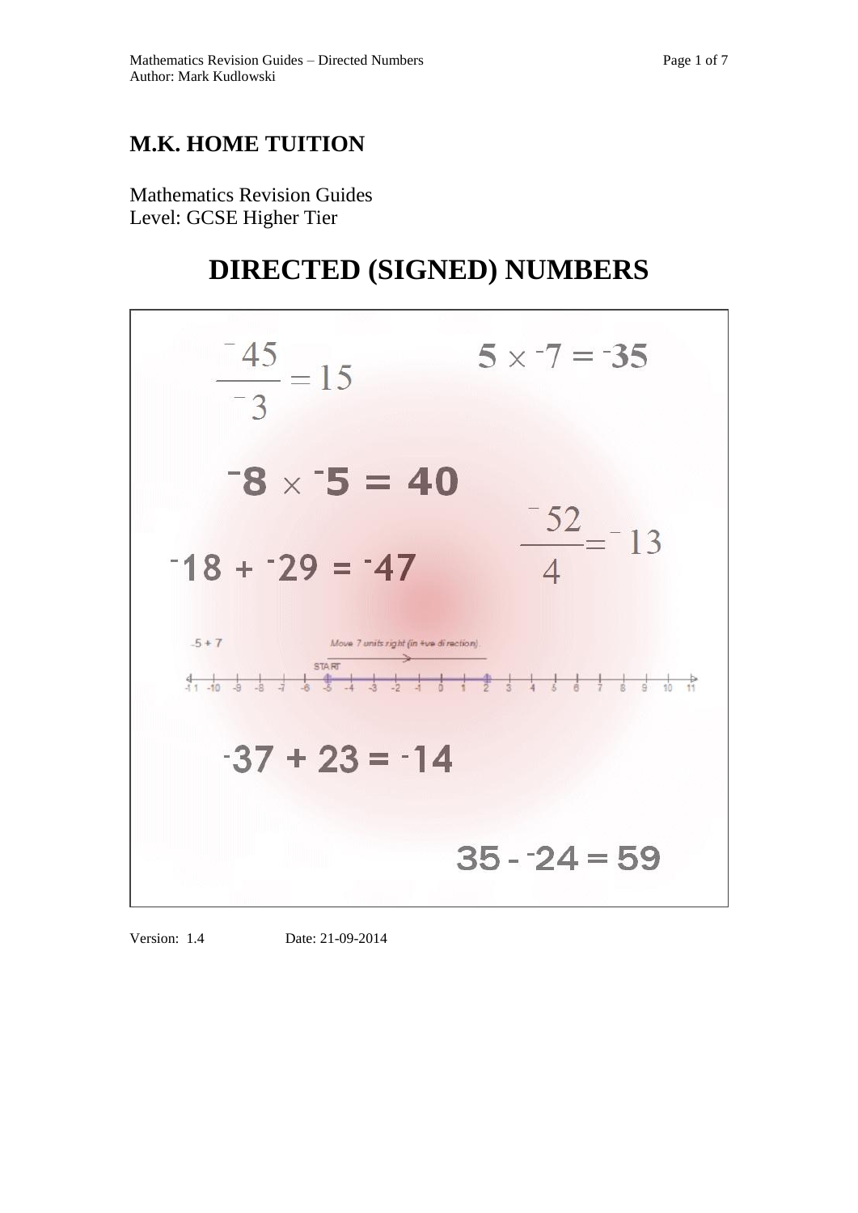# M.K. HOME TUITION

Mathematics Revision Guides
Level: GCSE Higher Tier

# DIRECTED (SIGNED) NUMBERS

$$\frac{^{-}45}{^{-}3} = 15$$

$$5 \times {}^{-}7 = {}^{-}35$$

$${}^{-}8 \times {}^{-}5 = 40$$

$$\frac{^{-}52}{4} = {}^{-}13$$

$${}^{-}18 + {}^{-}29 = {}^{-}47$$

-5 + 7

Move 7 units right (in +ve direction).

START

$${}^{-}37 + 23 = {}^{-}14$$

$$35 - {}^{-}24 = 59$$

Version: 1.4 Date: 21-09-2014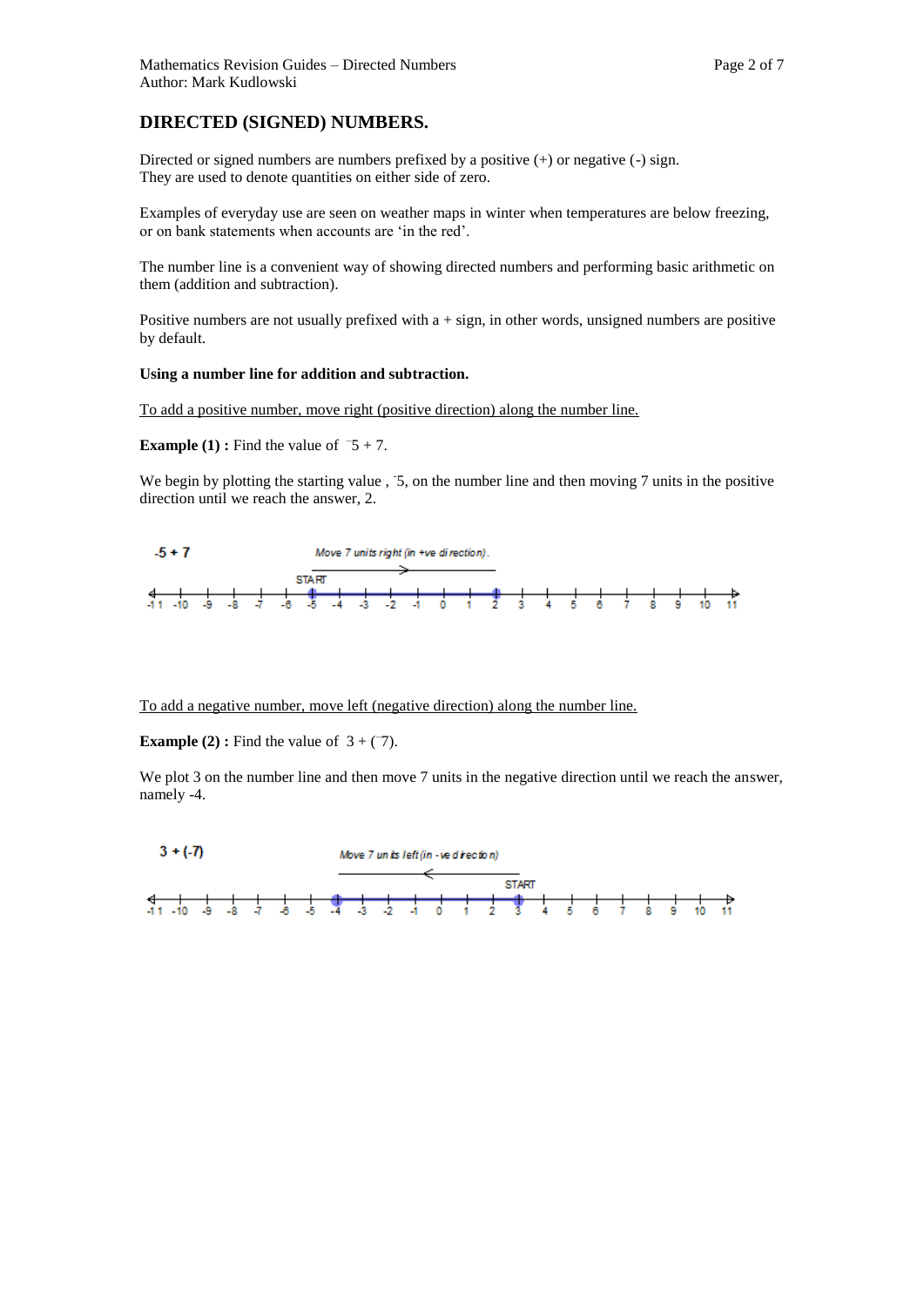# DIRECTED (SIGNED) NUMBERS.

Directed or signed numbers are numbers prefixed by a positive (+) or negative (-) sign.
They are used to denote quantities on either side of zero.

Examples of everyday use are seen on weather maps in winter when temperatures are below freezing, or on bank statements when accounts are 'in the red'.

The number line is a convenient way of showing directed numbers and performing basic arithmetic on them (addition and subtraction).

Positive numbers are not usually prefixed with a + sign, in other words, unsigned numbers are positive by default.

**Using a number line for addition and subtraction.**

To add a positive number, move right (positive direction) along the number line.

**Example (1) :** Find the value of $^{-}5 + 7$.

We begin by plotting the starting value , $^{-}5$, on the number line and then moving 7 units in the positive direction until we reach the answer, 2.

-5 + 7

Move 7 units right (in +ve direction).

START

-11 -10 -9 -8 -7 -6 -5 -4 -3 -2 -1 0 1 2 3 4 5 6 7 8 9 10 11

To add a negative number, move left (negative direction) along the number line.

**Example (2) :** Find the value of $3 + (^{-}7)$.

We plot 3 on the number line and then move 7 units in the negative direction until we reach the answer, namely -4.

3 + (-7)

Move 7 units left (in -ve direction)

START

-11 -10 -9 -8 -7 -6 -5 -4 -3 -2 -1 0 1 2 3 4 5 6 7 8 9 10 11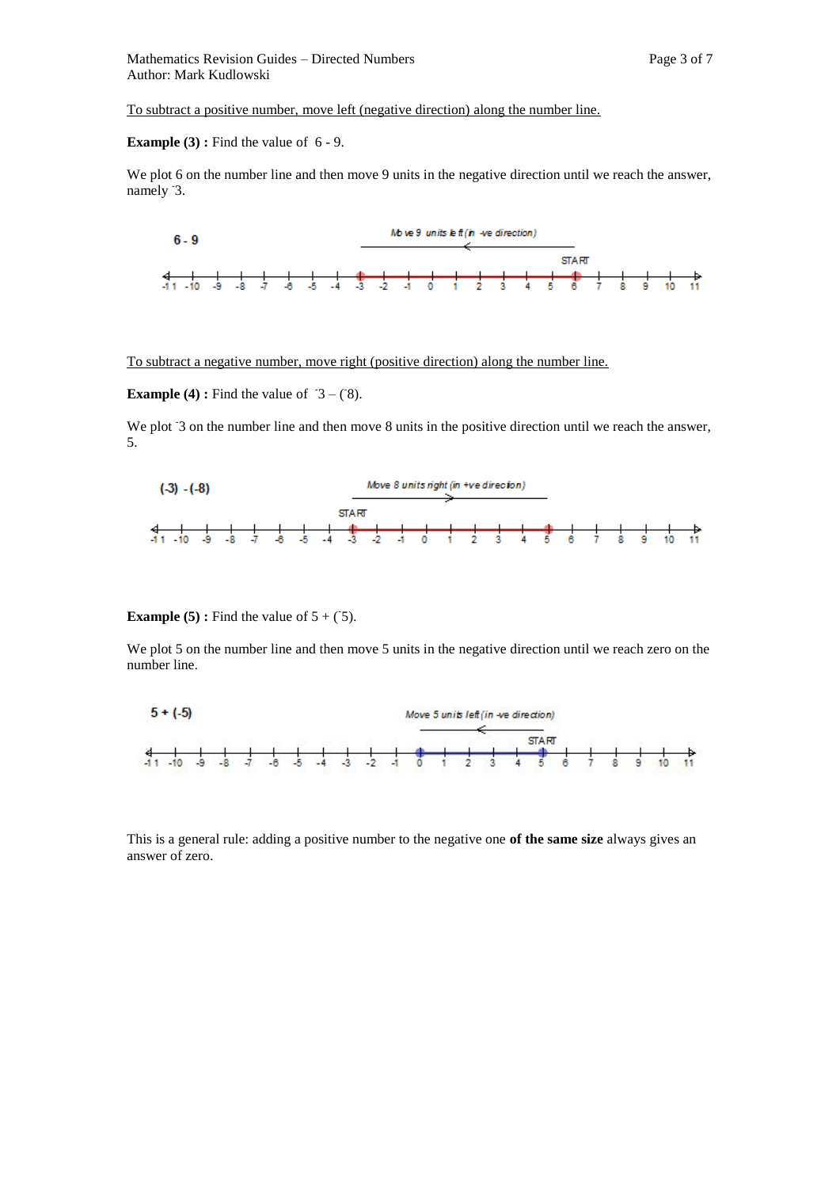To subtract a positive number, move left (negative direction) along the number line.

**Example (3) :** Find the value of  6 - 9.

We plot 6 on the number line and then move 9 units in the negative direction until we reach the answer, namely ¯3.

To subtract a negative number, move right (positive direction) along the number line.

**Example (4) :** Find the value of  ¯3 – (¯8).

We plot ¯3 on the number line and then move 8 units in the positive direction until we reach the answer, 5.

**Example (5) :** Find the value of 5 + (¯5).

We plot 5 on the number line and then move 5 units in the negative direction until we reach zero on the number line.

This is a general rule: adding a positive number to the negative one **of the same size** always gives an answer of zero.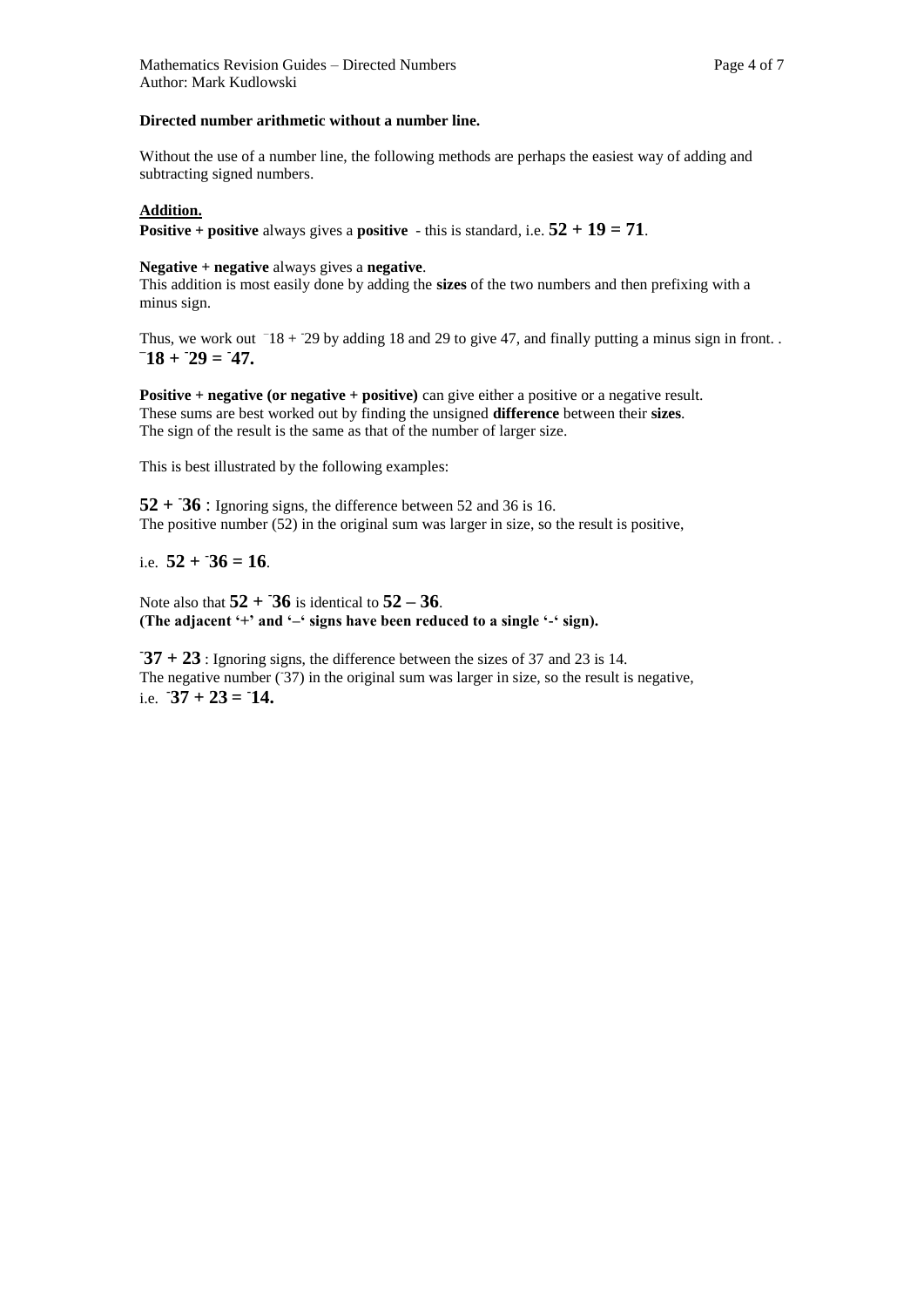**Directed number arithmetic without a number line.**

Without the use of a number line, the following methods are perhaps the easiest way of adding and subtracting signed numbers.

**Addition.**

**Positive + positive** always gives a **positive** - this is standard, i.e. $\mathbf{52 + 19 = 71}$.

**Negative + negative** always gives a **negative**.
This addition is most easily done by adding the **sizes** of the two numbers and then prefixing with a minus sign.

Thus, we work out $^{-}18 + {}^{-}29$ by adding 18 and 29 to give 47, and finally putting a minus sign in front. .
$\mathbf{^{-}18 + {}^{-}29 = {}^{-}47.}$

**Positive + negative (or negative + positive)** can give either a positive or a negative result.
These sums are best worked out by finding the unsigned **difference** between their **sizes**.
The sign of the result is the same as that of the number of larger size.

This is best illustrated by the following examples:

$\mathbf{52 + {}^{-}36}$ : Ignoring signs, the difference between 52 and 36 is 16.
The positive number (52) in the original sum was larger in size, so the result is positive,

i.e. $\mathbf{52 + {}^{-}36 = 16}$.

Note also that $\mathbf{52 + {}^{-}36}$ is identical to $\mathbf{52 - 36}$.
**(The adjacent '+' and '–' signs have been reduced to a single '-' sign).**

$\mathbf{^{-}37 + 23}$ : Ignoring signs, the difference between the sizes of 37 and 23 is 14.
The negative number ($^{-}37$) in the original sum was larger in size, so the result is negative,
i.e. $\mathbf{^{-}37 + 23 = {}^{-}14.}$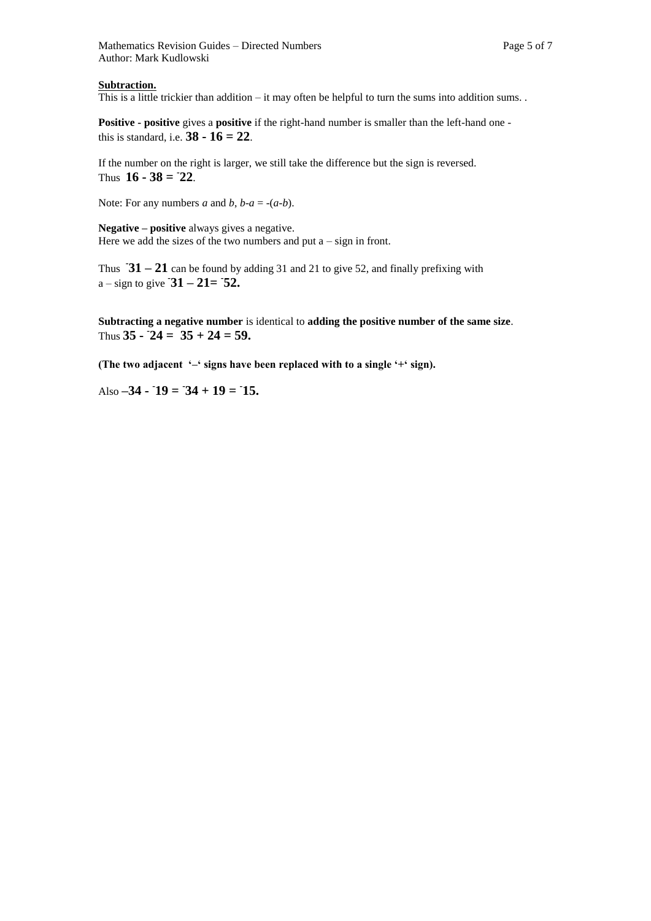**Subtraction.**

This is a little trickier than addition – it may often be helpful to turn the sums into addition sums. .

**Positive - positive** gives a **positive** if the right-hand number is smaller than the left-hand one - this is standard, i.e. $\mathbf{38 - 16 = 22}$.

If the number on the right is larger, we still take the difference but the sign is reversed. Thus $\mathbf{16 - 38 = {}^{-}22}$.

Note: For any numbers $a$ and $b$, $b-a = -(a-b)$.

**Negative – positive** always gives a negative.
Here we add the sizes of the two numbers and put a – sign in front.

Thus $\mathbf{{}^{-}31 - 21}$ can be found by adding 31 and 21 to give 52, and finally prefixing with a – sign to give $\mathbf{{}^{-}31 - 21 = {}^{-}52}$**.**

**Subtracting a negative number** is identical to **adding the positive number of the same size**. Thus $\mathbf{35 - {}^{-}24 = 35 + 24 = 59}$**.**

**(The two adjacent '–' signs have been replaced with to a single '+' sign).**

Also $\mathbf{-34 - {}^{-}19 = {}^{-}34 + 19 = {}^{-}15}$**.**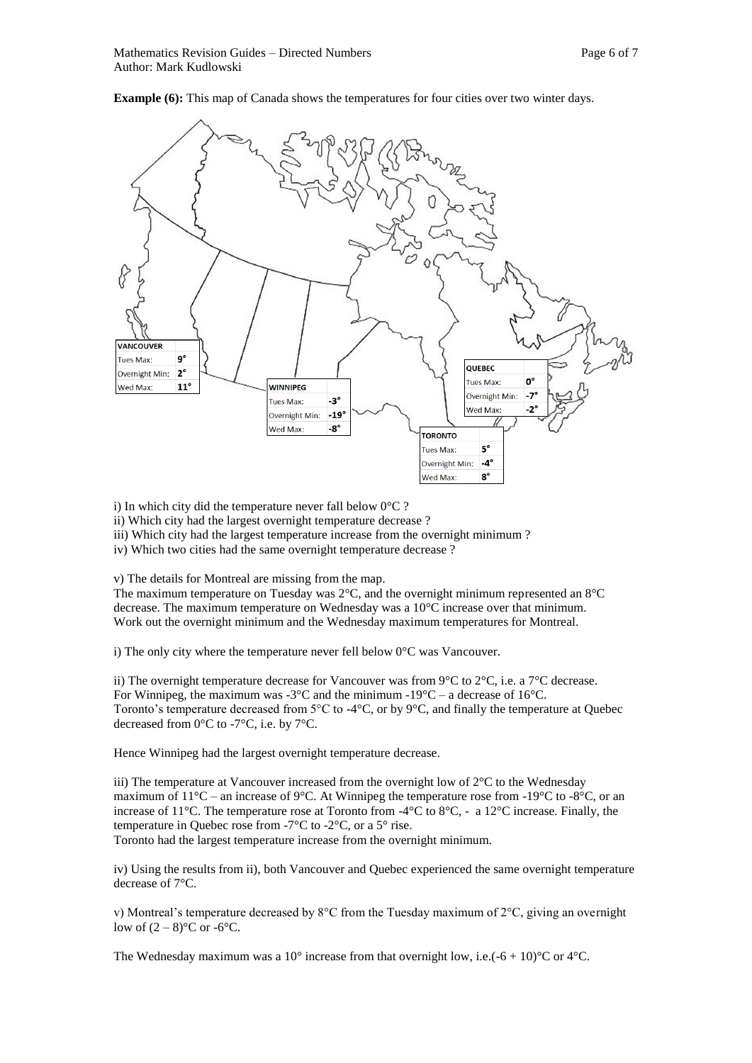**Example (6):** This map of Canada shows the temperatures for four cities over two winter days.

| VANCOUVER | |
|---|---|
| Tues Max: | 9° |
| Overnight Min: | 2° |
| Wed Max: | 11° |

| WINNIPEG | |
|---|---|
| Tues Max: | -3° |
| Overnight Min: | -19° |
| Wed Max: | -8° |

| QUEBEC | |
|---|---|
| Tues Max: | 0° |
| Overnight Min: | -7° |
| Wed Max: | -2° |

| TORONTO | |
|---|---|
| Tues Max: | 5° |
| Overnight Min: | -4° |
| Wed Max: | 8° |

i) In which city did the temperature never fall below 0°C ?
ii) Which city had the largest overnight temperature decrease ?
iii) Which city had the largest temperature increase from the overnight minimum ?
iv) Which two cities had the same overnight temperature decrease ?

v) The details for Montreal are missing from the map.
The maximum temperature on Tuesday was 2°C, and the overnight minimum represented an 8°C decrease. The maximum temperature on Wednesday was a 10°C increase over that minimum. Work out the overnight minimum and the Wednesday maximum temperatures for Montreal.

i) The only city where the temperature never fell below 0°C was Vancouver.

ii) The overnight temperature decrease for Vancouver was from 9°C to 2°C, i.e. a 7°C decrease. For Winnipeg, the maximum was -3°C and the minimum -19°C – a decrease of 16°C. Toronto's temperature decreased from 5°C to -4°C, or by 9°C, and finally the temperature at Quebec decreased from 0°C to -7°C, i.e. by 7°C.

Hence Winnipeg had the largest overnight temperature decrease.

iii) The temperature at Vancouver increased from the overnight low of 2°C to the Wednesday maximum of 11°C – an increase of 9°C. At Winnipeg the temperature rose from -19°C to -8°C, or an increase of 11°C. The temperature rose at Toronto from -4°C to 8°C, - a 12°C increase. Finally, the temperature in Quebec rose from -7°C to -2°C, or a 5° rise.
Toronto had the largest temperature increase from the overnight minimum.

iv) Using the results from ii), both Vancouver and Quebec experienced the same overnight temperature decrease of 7°C.

v) Montreal's temperature decreased by 8°C from the Tuesday maximum of 2°C, giving an overnight low of $(2 - 8)$°C or -6°C.

The Wednesday maximum was a 10° increase from that overnight low, i.e.$(-6 + 10)$°C or 4°C.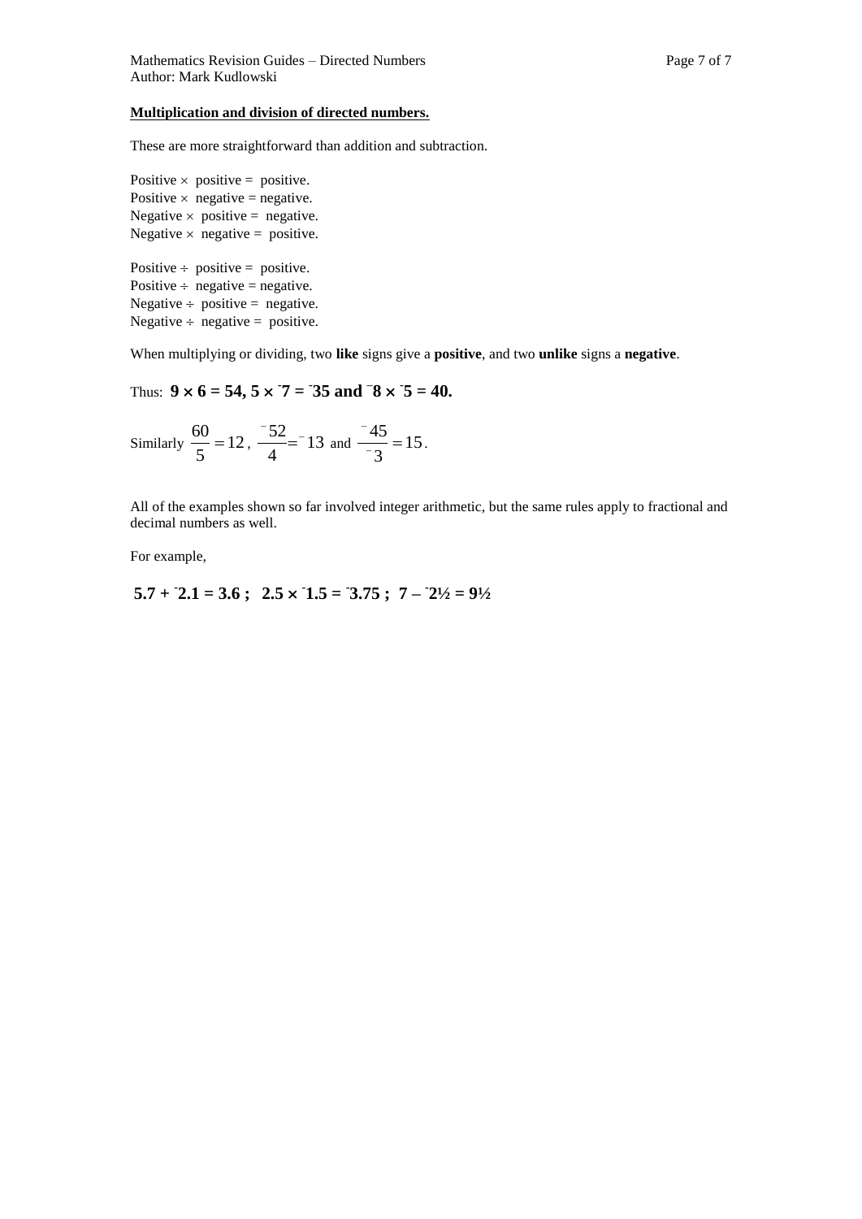**Multiplication and division of directed numbers.**

These are more straightforward than addition and subtraction.

Positive $\times$ positive = positive.
Positive $\times$ negative = negative.
Negative $\times$ positive = negative.
Negative $\times$ negative = positive.

Positive $\div$ positive = positive.
Positive $\div$ negative = negative.
Negative $\div$ positive = negative.
Negative $\div$ negative = positive.

When multiplying or dividing, two **like** signs give a **positive**, and two **unlike** signs a **negative**.

Thus: $\mathbf{9 \times 6 = 54, 5 \times {}^{-}7 = {}^{-}35}$ **and** $\mathbf{{}^{-}8 \times {}^{-}5 = 40.}$

Similarly $\dfrac{60}{5} = 12$, $\dfrac{{}^{-}52}{4} = {}^{-}13$ and $\dfrac{{}^{-}45}{{}^{-}3} = 15$.

All of the examples shown so far involved integer arithmetic, but the same rules apply to fractional and decimal numbers as well.

For example,

$\mathbf{5.7 + {}^{-}2.1 = 3.6\ ;\ \ 2.5 \times {}^{-}1.5 = {}^{-}3.75\ ;\ \ 7 - {}^{-}2\tfrac{1}{2} = 9\tfrac{1}{2}}$